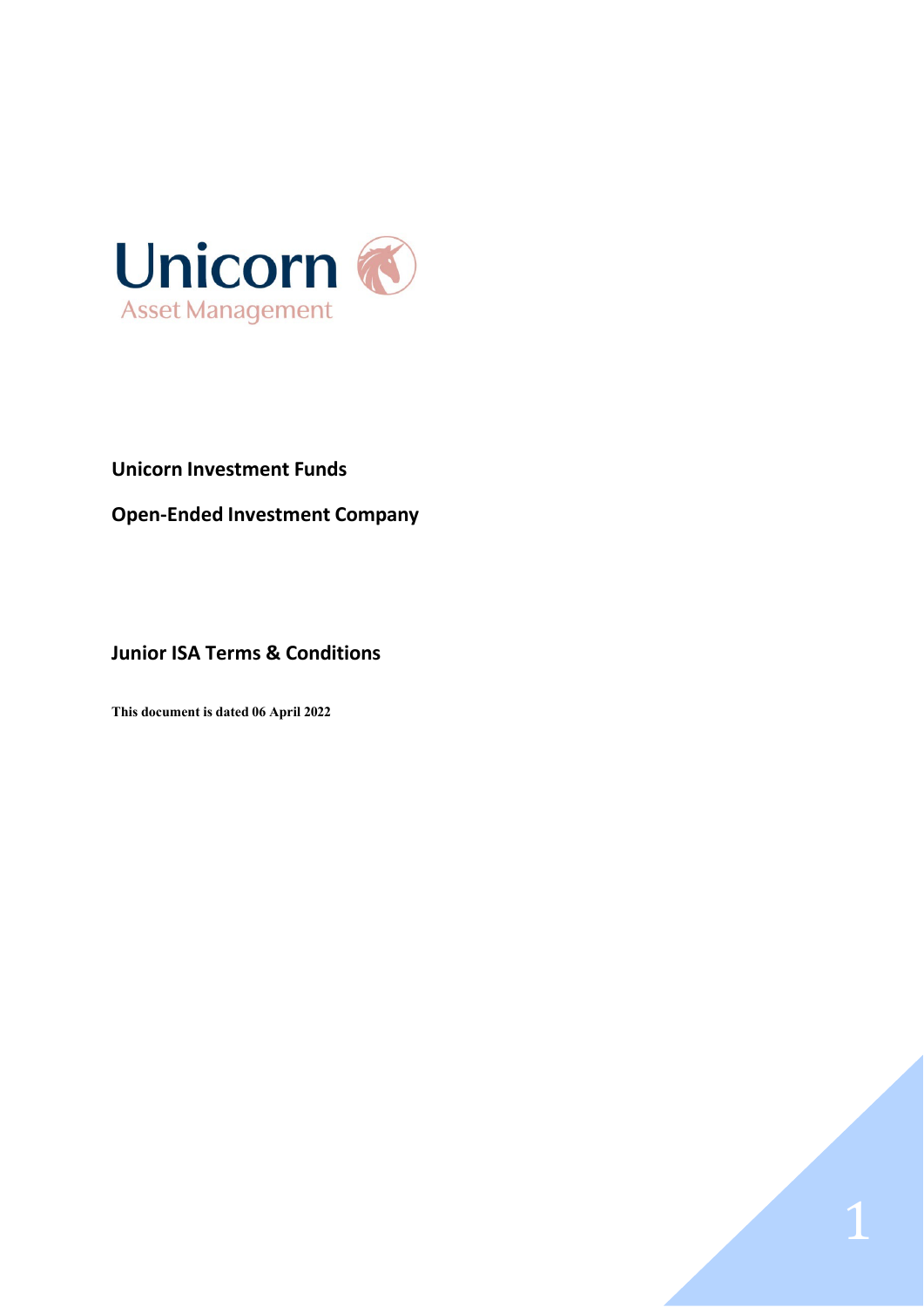Unicorn

Asset Management

**Unicorn Investment Funds**

**Open-Ended Investment Company**

# Junior ISA Terms & Conditions

**This document is dated 06 April 2022**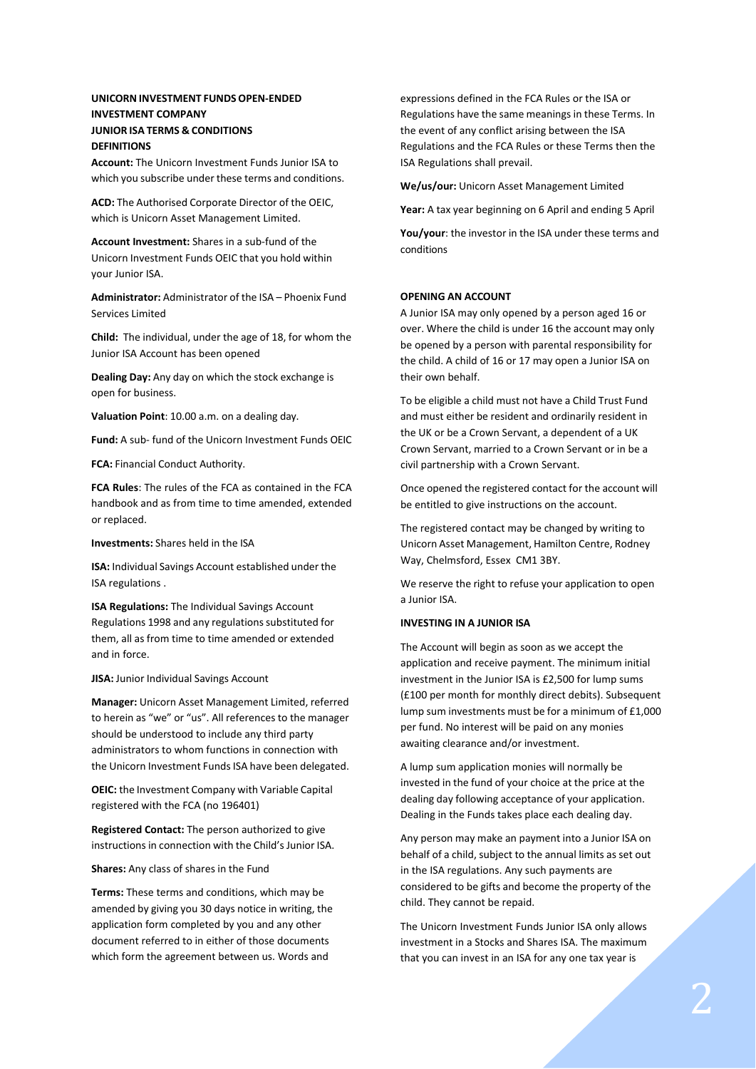# UNICORN INVESTMENT FUNDS OPEN-ENDED INVESTMENT COMPANY

## JUNIOR ISA TERMS & CONDITIONS

### DEFINITIONS

**Account:** The Unicorn Investment Funds Junior ISA to which you subscribe under these terms and conditions.

**ACD:** The Authorised Corporate Director of the OEIC, which is Unicorn Asset Management Limited.

**Account Investment:** Shares in a sub-fund of the Unicorn Investment Funds OEIC that you hold within your Junior ISA.

**Administrator:** Administrator of the ISA – Phoenix Fund Services Limited

**Child:** The individual, under the age of 18, for whom the Junior ISA Account has been opened

**Dealing Day:** Any day on which the stock exchange is open for business.

**Valuation Point**: 10.00 a.m. on a dealing day.

**Fund:** A sub- fund of the Unicorn Investment Funds OEIC

**FCA:** Financial Conduct Authority.

**FCA Rules**: The rules of the FCA as contained in the FCA handbook and as from time to time amended, extended or replaced.

**Investments:** Shares held in the ISA

**ISA:** Individual Savings Account established under the ISA regulations .

**ISA Regulations:** The Individual Savings Account Regulations 1998 and any regulations substituted for them, all as from time to time amended or extended and in force.

**JISA:** Junior Individual Savings Account

**Manager:** Unicorn Asset Management Limited, referred to herein as "we" or "us". All references to the manager should be understood to include any third party administrators to whom functions in connection with the Unicorn Investment Funds ISA have been delegated.

**OEIC:** the Investment Company with Variable Capital registered with the FCA (no 196401)

**Registered Contact:** The person authorized to give instructions in connection with the Child's Junior ISA.

**Shares:** Any class of shares in the Fund

**Terms:** These terms and conditions, which may be amended by giving you 30 days notice in writing, the application form completed by you and any other document referred to in either of those documents which form the agreement between us. Words and expressions defined in the FCA Rules or the ISA or Regulations have the same meanings in these Terms. In the event of any conflict arising between the ISA Regulations and the FCA Rules or these Terms then the ISA Regulations shall prevail.

**We/us/our:** Unicorn Asset Management Limited

**Year:** A tax year beginning on 6 April and ending 5 April

**You/your**: the investor in the ISA under these terms and conditions

### OPENING AN ACCOUNT

A Junior ISA may only opened by a person aged 16 or over. Where the child is under 16 the account may only be opened by a person with parental responsibility for the child. A child of 16 or 17 may open a Junior ISA on their own behalf.

To be eligible a child must not have a Child Trust Fund and must either be resident and ordinarily resident in the UK or be a Crown Servant, a dependent of a UK Crown Servant, married to a Crown Servant or in be a civil partnership with a Crown Servant.

Once opened the registered contact for the account will be entitled to give instructions on the account.

The registered contact may be changed by writing to Unicorn Asset Management, Hamilton Centre, Rodney Way, Chelmsford, Essex CM1 3BY.

We reserve the right to refuse your application to open a Junior ISA.

### INVESTING IN A JUNIOR ISA

The Account will begin as soon as we accept the application and receive payment. The minimum initial investment in the Junior ISA is £2,500 for lump sums (£100 per month for monthly direct debits). Subsequent lump sum investments must be for a minimum of £1,000 per fund. No interest will be paid on any monies awaiting clearance and/or investment.

A lump sum application monies will normally be invested in the fund of your choice at the price at the dealing day following acceptance of your application. Dealing in the Funds takes place each dealing day.

Any person may make an payment into a Junior ISA on behalf of a child, subject to the annual limits as set out in the ISA regulations. Any such payments are considered to be gifts and become the property of the child. They cannot be repaid.

The Unicorn Investment Funds Junior ISA only allows investment in a Stocks and Shares ISA. The maximum that you can invest in an ISA for any one tax year is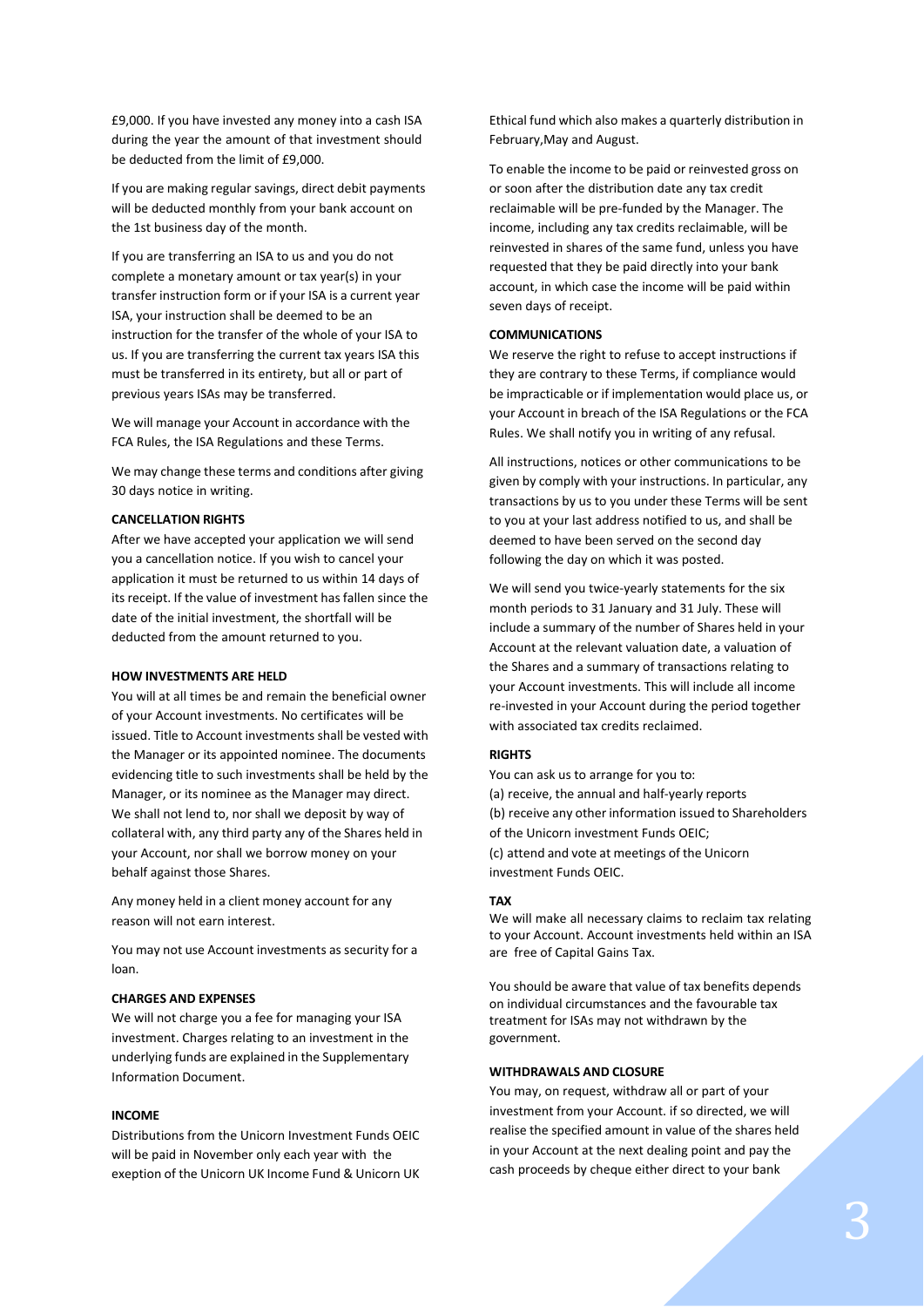£9,000. If you have invested any money into a cash ISA during the year the amount of that investment should be deducted from the limit of £9,000.

If you are making regular savings, direct debit payments will be deducted monthly from your bank account on the 1st business day of the month.

If you are transferring an ISA to us and you do not complete a monetary amount or tax year(s) in your transfer instruction form or if your ISA is a current year ISA, your instruction shall be deemed to be an instruction for the transfer of the whole of your ISA to us. If you are transferring the current tax years ISA this must be transferred in its entirety, but all or part of previous years ISAs may be transferred.

We will manage your Account in accordance with the FCA Rules, the ISA Regulations and these Terms.

We may change these terms and conditions after giving 30 days notice in writing.

**CANCELLATION RIGHTS**

After we have accepted your application we will send you a cancellation notice. If you wish to cancel your application it must be returned to us within 14 days of its receipt. If the value of investment has fallen since the date of the initial investment, the shortfall will be deducted from the amount returned to you.

**HOW INVESTMENTS ARE HELD**

You will at all times be and remain the beneficial owner of your Account investments. No certificates will be issued. Title to Account investments shall be vested with the Manager or its appointed nominee. The documents evidencing title to such investments shall be held by the Manager, or its nominee as the Manager may direct. We shall not lend to, nor shall we deposit by way of collateral with, any third party any of the Shares held in your Account, nor shall we borrow money on your behalf against those Shares.

Any money held in a client money account for any reason will not earn interest.

You may not use Account investments as security for a loan.

**CHARGES AND EXPENSES**

We will not charge you a fee for managing your ISA investment. Charges relating to an investment in the underlying funds are explained in the Supplementary Information Document.

**INCOME**

Distributions from the Unicorn Investment Funds OEIC will be paid in November only each year with the exeption of the Unicorn UK Income Fund & Unicorn UK Ethical fund which also makes a quarterly distribution in February,May and August.

To enable the income to be paid or reinvested gross on or soon after the distribution date any tax credit reclaimable will be pre-funded by the Manager. The income, including any tax credits reclaimable, will be reinvested in shares of the same fund, unless you have requested that they be paid directly into your bank account, in which case the income will be paid within seven days of receipt.

**COMMUNICATIONS**

We reserve the right to refuse to accept instructions if they are contrary to these Terms, if compliance would be impracticable or if implementation would place us, or your Account in breach of the ISA Regulations or the FCA Rules. We shall notify you in writing of any refusal.

All instructions, notices or other communications to be given by comply with your instructions. In particular, any transactions by us to you under these Terms will be sent to you at your last address notified to us, and shall be deemed to have been served on the second day following the day on which it was posted.

We will send you twice-yearly statements for the six month periods to 31 January and 31 July. These will include a summary of the number of Shares held in your Account at the relevant valuation date, a valuation of the Shares and a summary of transactions relating to your Account investments. This will include all income re-invested in your Account during the period together with associated tax credits reclaimed.

**RIGHTS**

You can ask us to arrange for you to:
(a) receive, the annual and half-yearly reports
(b) receive any other information issued to Shareholders of the Unicorn investment Funds OEIC;
(c) attend and vote at meetings of the Unicorn investment Funds OEIC.

**TAX**

We will make all necessary claims to reclaim tax relating to your Account. Account investments held within an ISA are free of Capital Gains Tax.

You should be aware that value of tax benefits depends on individual circumstances and the favourable tax treatment for ISAs may not withdrawn by the government.

**WITHDRAWALS AND CLOSURE**

You may, on request, withdraw all or part of your investment from your Account. if so directed, we will realise the specified amount in value of the shares held in your Account at the next dealing point and pay the cash proceeds by cheque either direct to your bank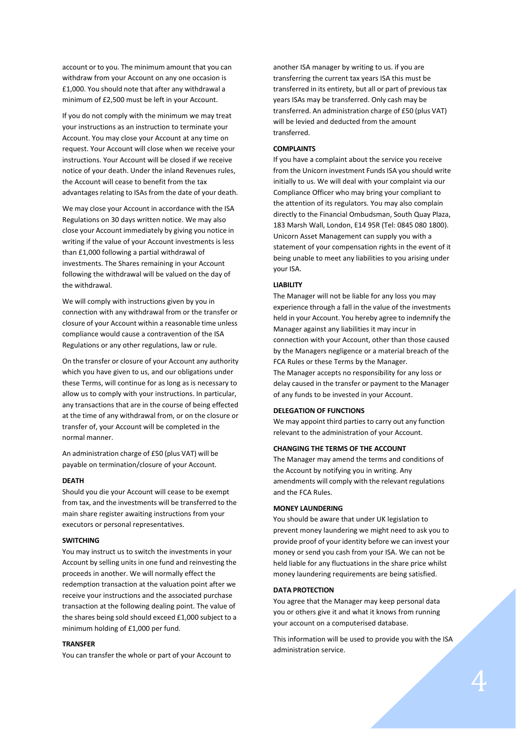account or to you. The minimum amount that you can withdraw from your Account on any one occasion is £1,000. You should note that after any withdrawal a minimum of £2,500 must be left in your Account.

If you do not comply with the minimum we may treat your instructions as an instruction to terminate your Account. You may close your Account at any time on request. Your Account will close when we receive your instructions. Your Account will be closed if we receive notice of your death. Under the inland Revenues rules, the Account will cease to benefit from the tax advantages relating to ISAs from the date of your death.

We may close your Account in accordance with the ISA Regulations on 30 days written notice. We may also close your Account immediately by giving you notice in writing if the value of your Account investments is less than £1,000 following a partial withdrawal of investments. The Shares remaining in your Account following the withdrawal will be valued on the day of the withdrawal.

We will comply with instructions given by you in connection with any withdrawal from or the transfer or closure of your Account within a reasonable time unless compliance would cause a contravention of the ISA Regulations or any other regulations, law or rule.

On the transfer or closure of your Account any authority which you have given to us, and our obligations under these Terms, will continue for as long as is necessary to allow us to comply with your instructions. In particular, any transactions that are in the course of being effected at the time of any withdrawal from, or on the closure or transfer of, your Account will be completed in the normal manner.

An administration charge of £50 (plus VAT) will be payable on termination/closure of your Account.

**DEATH**

Should you die your Account will cease to be exempt from tax, and the investments will be transferred to the main share register awaiting instructions from your executors or personal representatives.

**SWITCHING**

You may instruct us to switch the investments in your Account by selling units in one fund and reinvesting the proceeds in another. We will normally effect the redemption transaction at the valuation point after we receive your instructions and the associated purchase transaction at the following dealing point. The value of the shares being sold should exceed £1,000 subject to a minimum holding of £1,000 per fund.

**TRANSFER**

You can transfer the whole or part of your Account to another ISA manager by writing to us. if you are transferring the current tax years ISA this must be transferred in its entirety, but all or part of previous tax years ISAs may be transferred. Only cash may be transferred. An administration charge of £50 (plus VAT) will be levied and deducted from the amount transferred.

**COMPLAINTS**

If you have a complaint about the service you receive from the Unicorn investment Funds ISA you should write initially to us. We will deal with your complaint via our Compliance Officer who may bring your compliant to the attention of its regulators. You may also complain directly to the Financial Ombudsman, South Quay Plaza, 183 Marsh Wall, London, E14 95R (Tel: 0845 080 1800). Unicorn Asset Management can supply you with a statement of your compensation rights in the event of it being unable to meet any liabilities to you arising under your ISA.

**LIABILITY**

The Manager will not be liable for any loss you may experience through a fall in the value of the investments held in your Account. You hereby agree to indemnify the Manager against any liabilities it may incur in connection with your Account, other than those caused by the Managers negligence or a material breach of the FCA Rules or these Terms by the Manager.
The Manager accepts no responsibility for any loss or delay caused in the transfer or payment to the Manager of any funds to be invested in your Account.

**DELEGATION OF FUNCTIONS**

We may appoint third parties to carry out any function relevant to the administration of your Account.

**CHANGING THE TERMS OF THE ACCOUNT**

The Manager may amend the terms and conditions of the Account by notifying you in writing. Any amendments will comply with the relevant regulations and the FCA Rules.

**MONEY LAUNDERING**

You should be aware that under UK legislation to prevent money laundering we might need to ask you to provide proof of your identity before we can invest your money or send you cash from your ISA. We can not be held liable for any fluctuations in the share price whilst money laundering requirements are being satisfied.

**DATA PROTECTION**

You agree that the Manager may keep personal data you or others give it and what it knows from running your account on a computerised database.

This information will be used to provide you with the ISA administration service.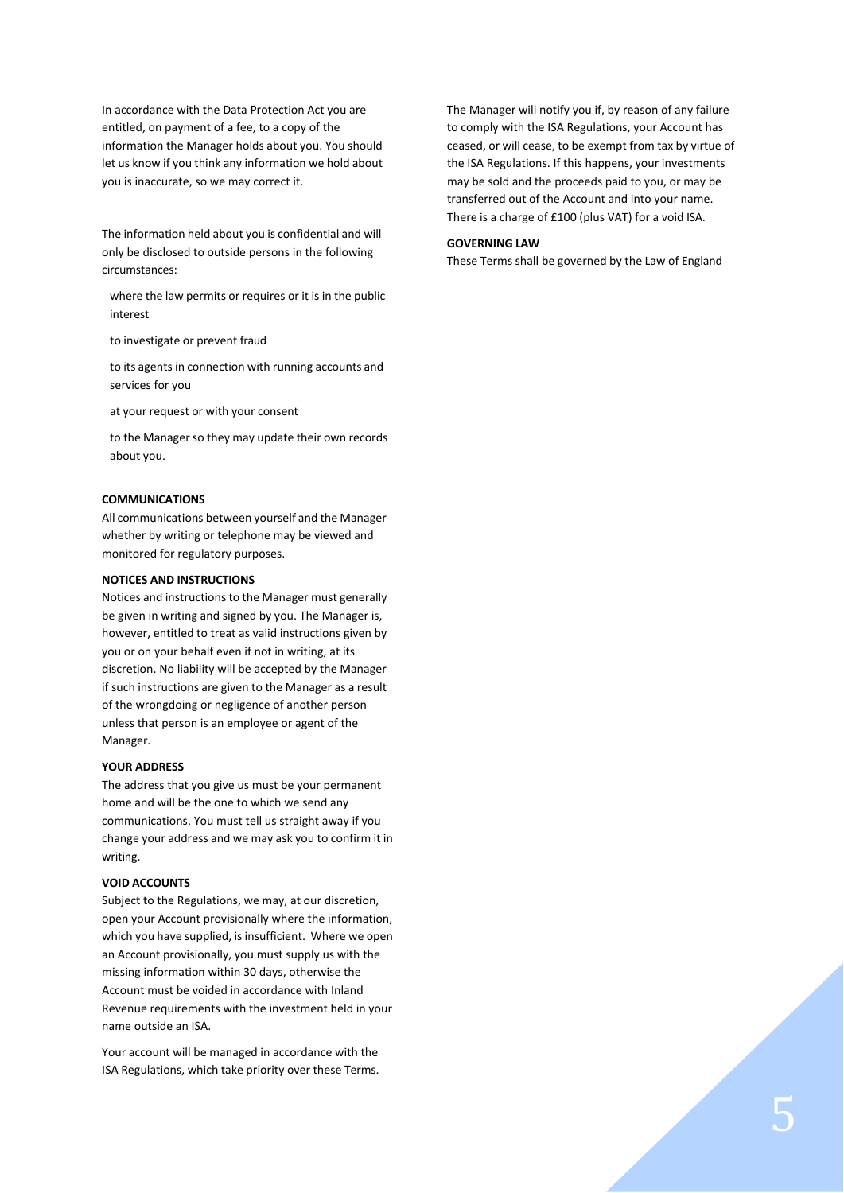In accordance with the Data Protection Act you are entitled, on payment of a fee, to a copy of the information the Manager holds about you. You should let us know if you think any information we hold about you is inaccurate, so we may correct it.

The information held about you is confidential and will only be disclosed to outside persons in the following circumstances:

- where the law permits or requires or it is in the public interest
- to investigate or prevent fraud
- to its agents in connection with running accounts and services for you
- at your request or with your consent
- to the Manager so they may update their own records about you.

**COMMUNICATIONS**

All communications between yourself and the Manager whether by writing or telephone may be viewed and monitored for regulatory purposes.

**NOTICES AND INSTRUCTIONS**

Notices and instructions to the Manager must generally be given in writing and signed by you. The Manager is, however, entitled to treat as valid instructions given by you or on your behalf even if not in writing, at its discretion. No liability will be accepted by the Manager if such instructions are given to the Manager as a result of the wrongdoing or negligence of another person unless that person is an employee or agent of the Manager.

**YOUR ADDRESS**

The address that you give us must be your permanent home and will be the one to which we send any communications. You must tell us straight away if you change your address and we may ask you to confirm it in writing.

**VOID ACCOUNTS**

Subject to the Regulations, we may, at our discretion, open your Account provisionally where the information, which you have supplied, is insufficient. Where we open an Account provisionally, you must supply us with the missing information within 30 days, otherwise the Account must be voided in accordance with Inland Revenue requirements with the investment held in your name outside an ISA.

Your account will be managed in accordance with the ISA Regulations, which take priority over these Terms.

The Manager will notify you if, by reason of any failure to comply with the ISA Regulations, your Account has ceased, or will cease, to be exempt from tax by virtue of the ISA Regulations. If this happens, your investments may be sold and the proceeds paid to you, or may be transferred out of the Account and into your name. There is a charge of £100 (plus VAT) for a void ISA.

**GOVERNING LAW**

These Terms shall be governed by the Law of England